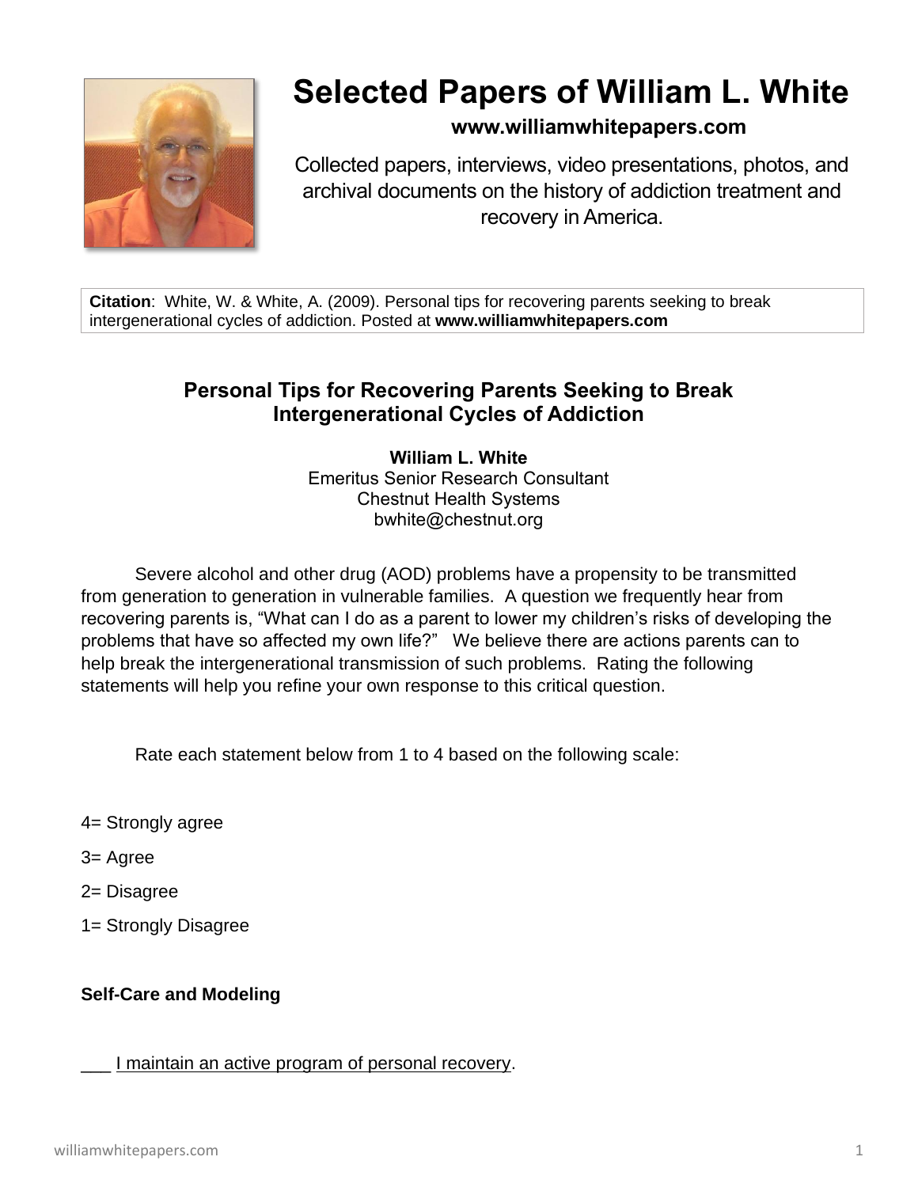# Selected Papers of William L. White

**www.williamwhitepapers.com**

Collected papers, interviews, video presentations, photos, and archival documents on the history of addiction treatment and recovery in America.

**Citation**: White, W. & White, A. (2009). Personal tips for recovering parents seeking to break intergenerational cycles of addiction. Posted at **www.williamwhitepapers.com**

## Personal Tips for Recovering Parents Seeking to Break Intergenerational Cycles of Addiction

**William L. White**
Emeritus Senior Research Consultant
Chestnut Health Systems
bwhite@chestnut.org

Severe alcohol and other drug (AOD) problems have a propensity to be transmitted from generation to generation in vulnerable families. A question we frequently hear from recovering parents is, "What can I do as a parent to lower my children's risks of developing the problems that have so affected my own life?" We believe there are actions parents can to help break the intergenerational transmission of such problems. Rating the following statements will help you refine your own response to this critical question.

Rate each statement below from 1 to 4 based on the following scale:

4= Strongly agree

3= Agree

2= Disagree

1= Strongly Disagree

**Self-Care and Modeling**

___ <u>I maintain an active program of personal recovery</u>.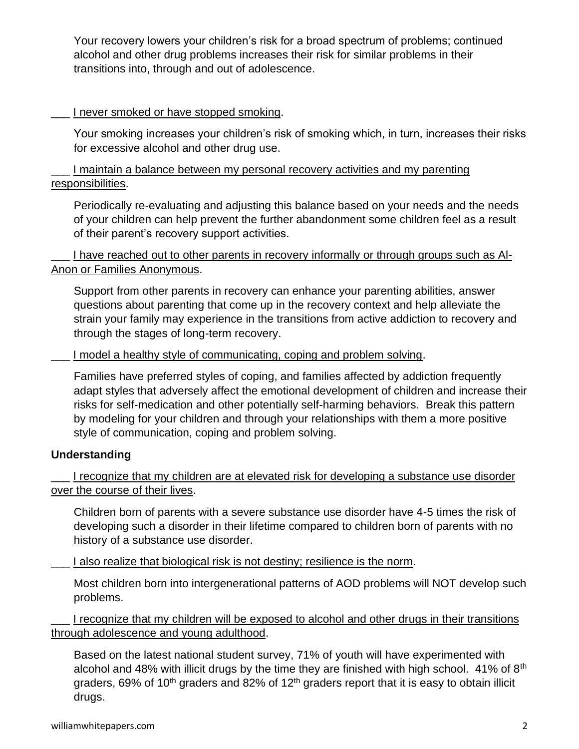Your recovery lowers your children's risk for a broad spectrum of problems; continued alcohol and other drug problems increases their risk for similar problems in their transitions into, through and out of adolescence.

___ I never smoked or have stopped smoking.

Your smoking increases your children's risk of smoking which, in turn, increases their risks for excessive alcohol and other drug use.

___ I maintain a balance between my personal recovery activities and my parenting responsibilities.

Periodically re-evaluating and adjusting this balance based on your needs and the needs of your children can help prevent the further abandonment some children feel as a result of their parent's recovery support activities.

___ I have reached out to other parents in recovery informally or through groups such as Al-Anon or Families Anonymous.

Support from other parents in recovery can enhance your parenting abilities, answer questions about parenting that come up in the recovery context and help alleviate the strain your family may experience in the transitions from active addiction to recovery and through the stages of long-term recovery.

___ I model a healthy style of communicating, coping and problem solving.

Families have preferred styles of coping, and families affected by addiction frequently adapt styles that adversely affect the emotional development of children and increase their risks for self-medication and other potentially self-harming behaviors. Break this pattern by modeling for your children and through your relationships with them a more positive style of communication, coping and problem solving.

**Understanding**

___ I recognize that my children are at elevated risk for developing a substance use disorder over the course of their lives.

Children born of parents with a severe substance use disorder have 4-5 times the risk of developing such a disorder in their lifetime compared to children born of parents with no history of a substance use disorder.

___ I also realize that biological risk is not destiny; resilience is the norm.

Most children born into intergenerational patterns of AOD problems will NOT develop such problems.

___ I recognize that my children will be exposed to alcohol and other drugs in their transitions through adolescence and young adulthood.

Based on the latest national student survey, 71% of youth will have experimented with alcohol and 48% with illicit drugs by the time they are finished with high school. 41% of 8th graders, 69% of 10th graders and 82% of 12th graders report that it is easy to obtain illicit drugs.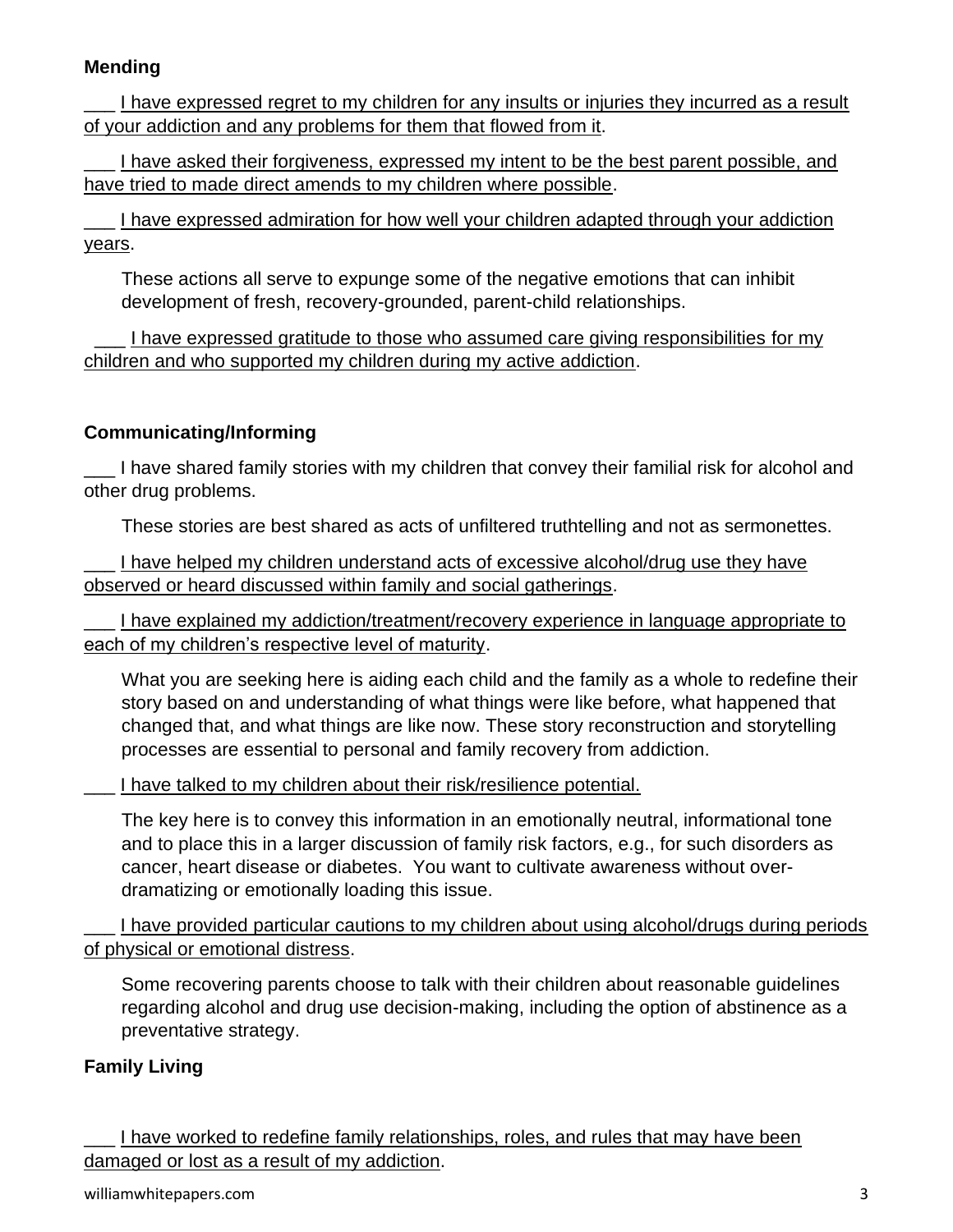**Mending**

___ <u>I have expressed regret to my children for any insults or injuries they incurred as a result of your addiction and any problems for them that flowed from it</u>.

___ <u>I have asked their forgiveness, expressed my intent to be the best parent possible, and have tried to made direct amends to my children where possible</u>.

___ <u>I have expressed admiration for how well your children adapted through your addiction years</u>.

> These actions all serve to expunge some of the negative emotions that can inhibit development of fresh, recovery-grounded, parent-child relationships.

___ <u>I have expressed gratitude to those who assumed care giving responsibilities for my children and who supported my children during my active addiction</u>.

**Communicating/Informing**

___ I have shared family stories with my children that convey their familial risk for alcohol and other drug problems.

> These stories are best shared as acts of unfiltered truthtelling and not as sermonettes.

___ <u>I have helped my children understand acts of excessive alcohol/drug use they have observed or heard discussed within family and social gatherings</u>.

___ <u>I have explained my addiction/treatment/recovery experience in language appropriate to each of my children's respective level of maturity</u>.

> What you are seeking here is aiding each child and the family as a whole to redefine their story based on and understanding of what things were like before, what happened that changed that, and what things are like now. These story reconstruction and storytelling processes are essential to personal and family recovery from addiction.

___ <u>I have talked to my children about their risk/resilience potential.</u>

> The key here is to convey this information in an emotionally neutral, informational tone and to place this in a larger discussion of family risk factors, e.g., for such disorders as cancer, heart disease or diabetes. You want to cultivate awareness without over-dramatizing or emotionally loading this issue.

___ <u>I have provided particular cautions to my children about using alcohol/drugs during periods of physical or emotional distress</u>.

> Some recovering parents choose to talk with their children about reasonable guidelines regarding alcohol and drug use decision-making, including the option of abstinence as a preventative strategy.

**Family Living**

___ <u>I have worked to redefine family relationships, roles, and rules that may have been damaged or lost as a result of my addiction</u>.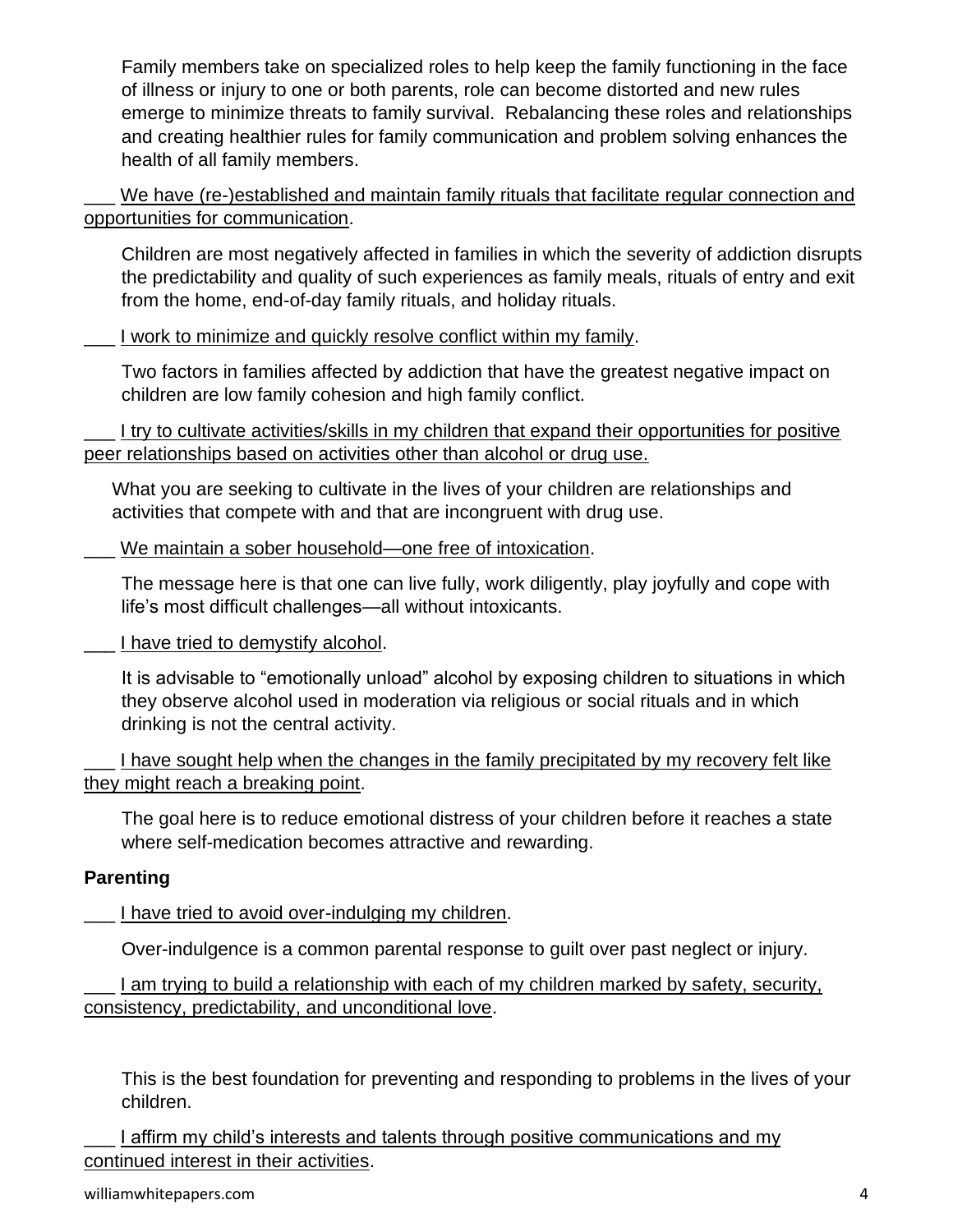Family members take on specialized roles to help keep the family functioning in the face of illness or injury to one or both parents, role can become distorted and new rules emerge to minimize threats to family survival. Rebalancing these roles and relationships and creating healthier rules for family communication and problem solving enhances the health of all family members.

___ <u>We have (re-)established and maintain family rituals that facilitate regular connection and opportunities for communication</u>.

Children are most negatively affected in families in which the severity of addiction disrupts the predictability and quality of such experiences as family meals, rituals of entry and exit from the home, end-of-day family rituals, and holiday rituals.

___ <u>I work to minimize and quickly resolve conflict within my family</u>.

Two factors in families affected by addiction that have the greatest negative impact on children are low family cohesion and high family conflict.

___ <u>I try to cultivate activities/skills in my children that expand their opportunities for positive peer relationships based on activities other than alcohol or drug use.</u>

What you are seeking to cultivate in the lives of your children are relationships and activities that compete with and that are incongruent with drug use.

___ <u>We maintain a sober household—one free of intoxication</u>.

The message here is that one can live fully, work diligently, play joyfully and cope with life's most difficult challenges—all without intoxicants.

___ <u>I have tried to demystify alcohol</u>.

It is advisable to "emotionally unload" alcohol by exposing children to situations in which they observe alcohol used in moderation via religious or social rituals and in which drinking is not the central activity.

___ <u>I have sought help when the changes in the family precipitated by my recovery felt like they might reach a breaking point</u>.

The goal here is to reduce emotional distress of your children before it reaches a state where self-medication becomes attractive and rewarding.

**Parenting**

___ <u>I have tried to avoid over-indulging my children</u>.

Over-indulgence is a common parental response to guilt over past neglect or injury.

___ <u>I am trying to build a relationship with each of my children marked by safety, security, consistency, predictability, and unconditional love</u>.

This is the best foundation for preventing and responding to problems in the lives of your children.

___ <u>I affirm my child's interests and talents through positive communications and my continued interest in their activities</u>.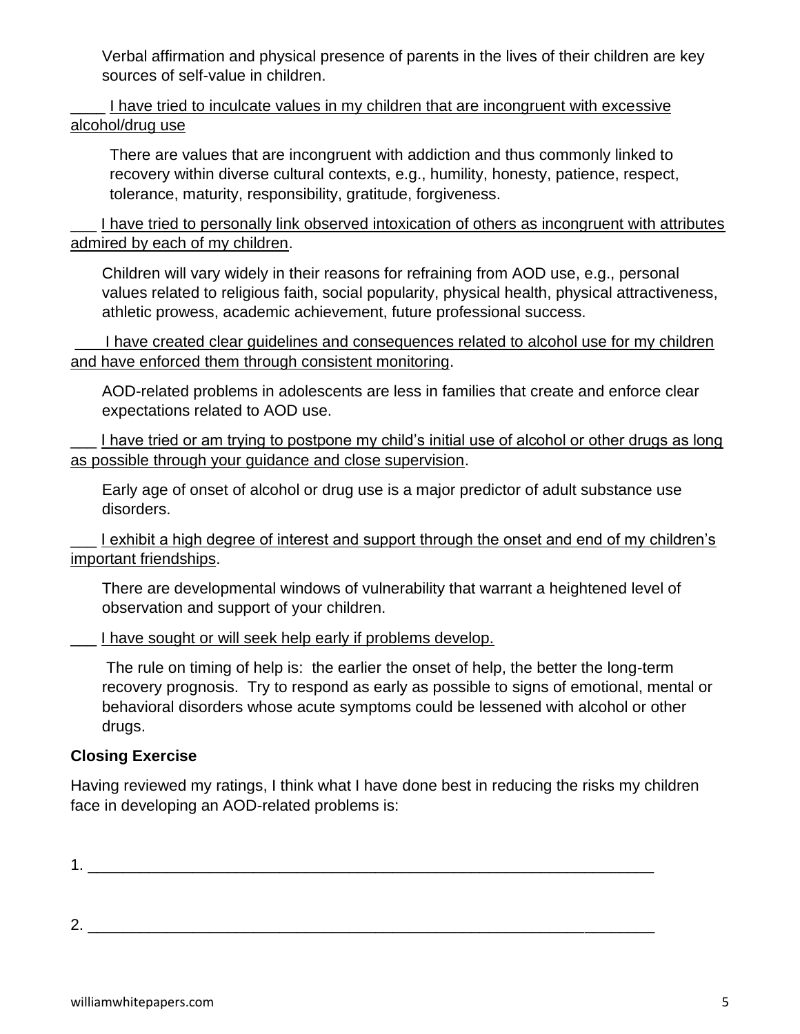Verbal affirmation and physical presence of parents in the lives of their children are key sources of self-value in children.

____ I have tried to inculcate values in my children that are incongruent with excessive alcohol/drug use

There are values that are incongruent with addiction and thus commonly linked to recovery within diverse cultural contexts, e.g., humility, honesty, patience, respect, tolerance, maturity, responsibility, gratitude, forgiveness.

___ I have tried to personally link observed intoxication of others as incongruent with attributes admired by each of my children.

Children will vary widely in their reasons for refraining from AOD use, e.g., personal values related to religious faith, social popularity, physical health, physical attractiveness, athletic prowess, academic achievement, future professional success.

___ I have created clear guidelines and consequences related to alcohol use for my children and have enforced them through consistent monitoring.

AOD-related problems in adolescents are less in families that create and enforce clear expectations related to AOD use.

___ I have tried or am trying to postpone my child's initial use of alcohol or other drugs as long as possible through your guidance and close supervision.

Early age of onset of alcohol or drug use is a major predictor of adult substance use disorders.

___ I exhibit a high degree of interest and support through the onset and end of my children's important friendships.

There are developmental windows of vulnerability that warrant a heightened level of observation and support of your children.

___ I have sought or will seek help early if problems develop.

The rule on timing of help is: the earlier the onset of help, the better the long-term recovery prognosis. Try to respond as early as possible to signs of emotional, mental or behavioral disorders whose acute symptoms could be lessened with alcohol or other drugs.

**Closing Exercise**

Having reviewed my ratings, I think what I have done best in reducing the risks my children face in developing an AOD-related problems is:

1. ________________________________________________________________

2. ________________________________________________________________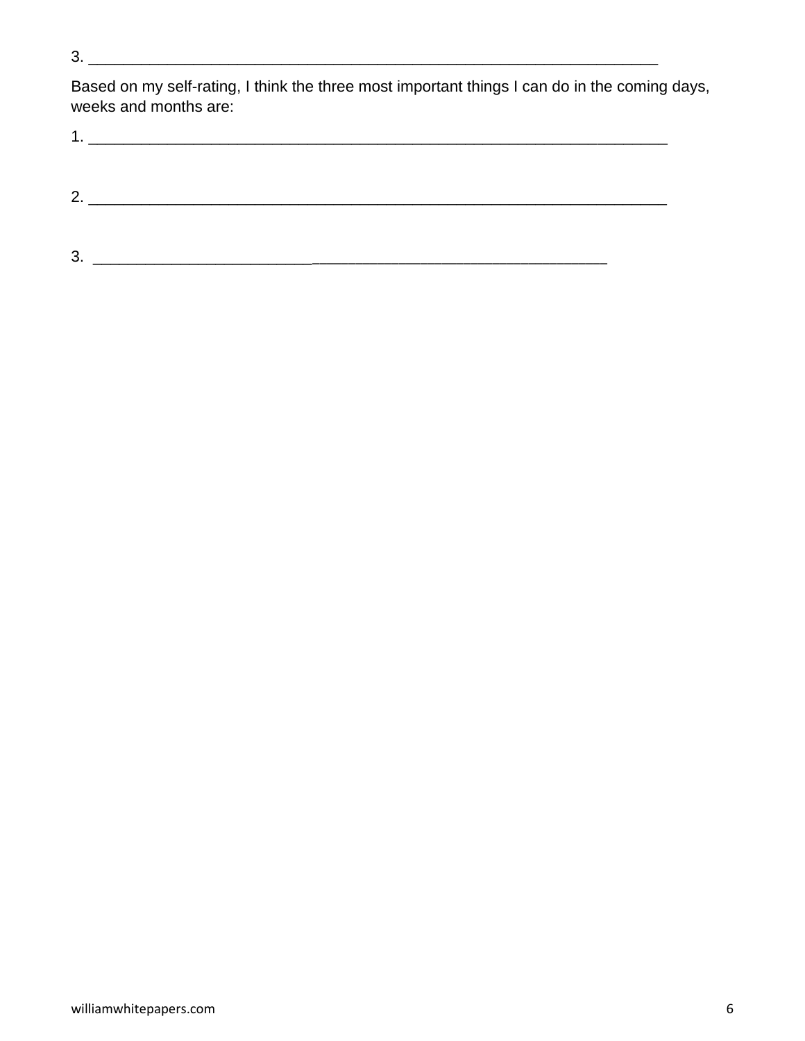3. ___________________________________________________________________

Based on my self-rating, I think the three most important things I can do in the coming days, weeks and months are:

1. ____________________________________________________________________

2. ____________________________________________________________________

3. ____________________________________________________________